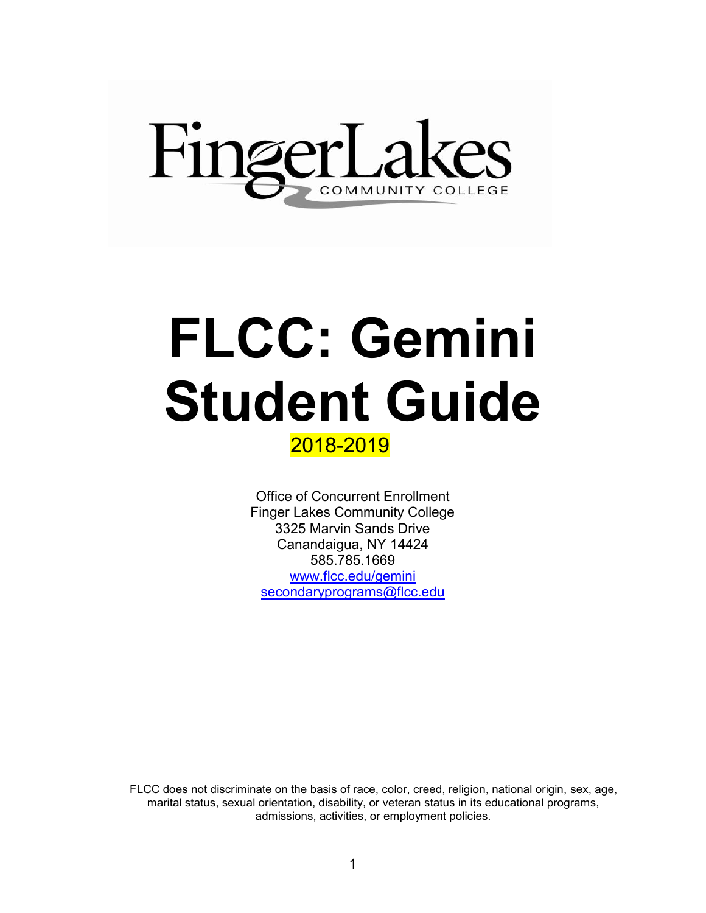FingerLakes COMMUNITY COLLEGE

# FLCC: Gemini Student Guide

2018-2019

Office of Concurrent Enrollment
Finger Lakes Community College
3325 Marvin Sands Drive
Canandaigua, NY 14424
585.785.1669
www.flcc.edu/gemini
secondaryprograms@flcc.edu

FLCC does not discriminate on the basis of race, color, creed, religion, national origin, sex, age, marital status, sexual orientation, disability, or veteran status in its educational programs, admissions, activities, or employment policies.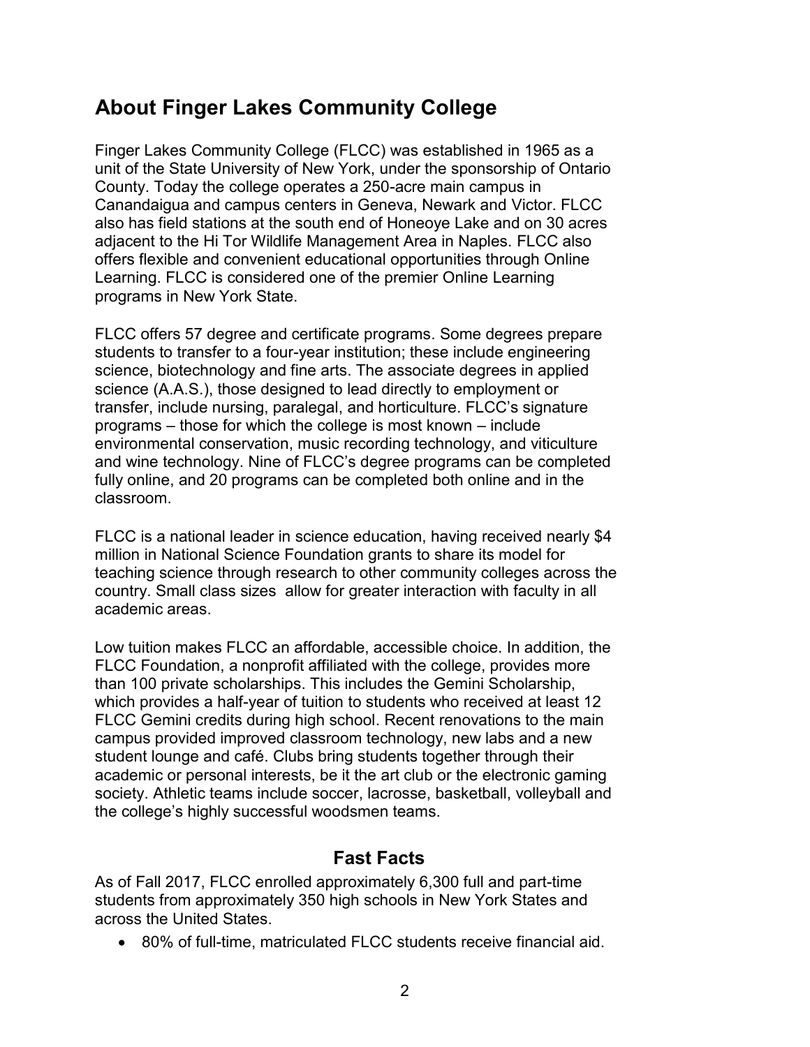## About Finger Lakes Community College

Finger Lakes Community College (FLCC) was established in 1965 as a unit of the State University of New York, under the sponsorship of Ontario County. Today the college operates a 250-acre main campus in Canandaigua and campus centers in Geneva, Newark and Victor. FLCC also has field stations at the south end of Honeoye Lake and on 30 acres adjacent to the Hi Tor Wildlife Management Area in Naples. FLCC also offers flexible and convenient educational opportunities through Online Learning. FLCC is considered one of the premier Online Learning programs in New York State.

FLCC offers 57 degree and certificate programs. Some degrees prepare students to transfer to a four-year institution; these include engineering science, biotechnology and fine arts. The associate degrees in applied science (A.A.S.), those designed to lead directly to employment or transfer, include nursing, paralegal, and horticulture. FLCC's signature programs – those for which the college is most known – include environmental conservation, music recording technology, and viticulture and wine technology. Nine of FLCC's degree programs can be completed fully online, and 20 programs can be completed both online and in the classroom.

FLCC is a national leader in science education, having received nearly $4 million in National Science Foundation grants to share its model for teaching science through research to other community colleges across the country. Small class sizes allow for greater interaction with faculty in all academic areas.

Low tuition makes FLCC an affordable, accessible choice. In addition, the FLCC Foundation, a nonprofit affiliated with the college, provides more than 100 private scholarships. This includes the Gemini Scholarship, which provides a half-year of tuition to students who received at least 12 FLCC Gemini credits during high school. Recent renovations to the main campus provided improved classroom technology, new labs and a new student lounge and café. Clubs bring students together through their academic or personal interests, be it the art club or the electronic gaming society. Athletic teams include soccer, lacrosse, basketball, volleyball and the college's highly successful woodsmen teams.

### Fast Facts

As of Fall 2017, FLCC enrolled approximately 6,300 full and part-time students from approximately 350 high schools in New York States and across the United States.

- 80% of full-time, matriculated FLCC students receive financial aid.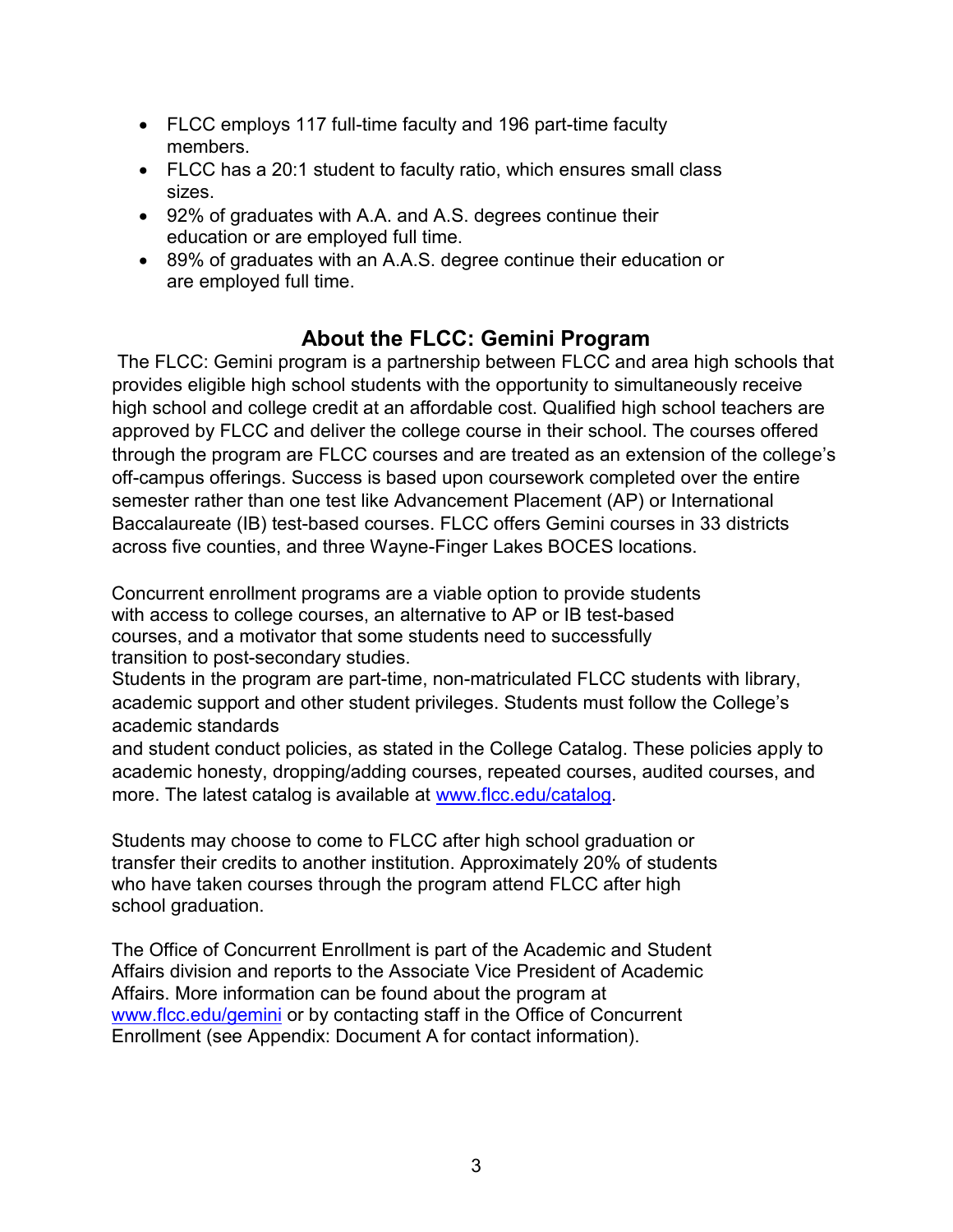- FLCC employs 117 full-time faculty and 196 part-time faculty members.
- FLCC has a 20:1 student to faculty ratio, which ensures small class sizes.
- 92% of graduates with A.A. and A.S. degrees continue their education or are employed full time.
- 89% of graduates with an A.A.S. degree continue their education or are employed full time.

## About the FLCC: Gemini Program

The FLCC: Gemini program is a partnership between FLCC and area high schools that provides eligible high school students with the opportunity to simultaneously receive high school and college credit at an affordable cost. Qualified high school teachers are approved by FLCC and deliver the college course in their school. The courses offered through the program are FLCC courses and are treated as an extension of the college's off-campus offerings. Success is based upon coursework completed over the entire semester rather than one test like Advancement Placement (AP) or International Baccalaureate (IB) test-based courses. FLCC offers Gemini courses in 33 districts across five counties, and three Wayne-Finger Lakes BOCES locations.

Concurrent enrollment programs are a viable option to provide students with access to college courses, an alternative to AP or IB test-based courses, and a motivator that some students need to successfully transition to post-secondary studies.

Students in the program are part-time, non-matriculated FLCC students with library, academic support and other student privileges. Students must follow the College's academic standards and student conduct policies, as stated in the College Catalog. These policies apply to academic honesty, dropping/adding courses, repeated courses, audited courses, and more. The latest catalog is available at [www.flcc.edu/catalog](www.flcc.edu/catalog).

Students may choose to come to FLCC after high school graduation or transfer their credits to another institution. Approximately 20% of students who have taken courses through the program attend FLCC after high school graduation.

The Office of Concurrent Enrollment is part of the Academic and Student Affairs division and reports to the Associate Vice President of Academic Affairs. More information can be found about the program at [www.flcc.edu/gemini](www.flcc.edu/gemini) or by contacting staff in the Office of Concurrent Enrollment (see Appendix: Document A for contact information).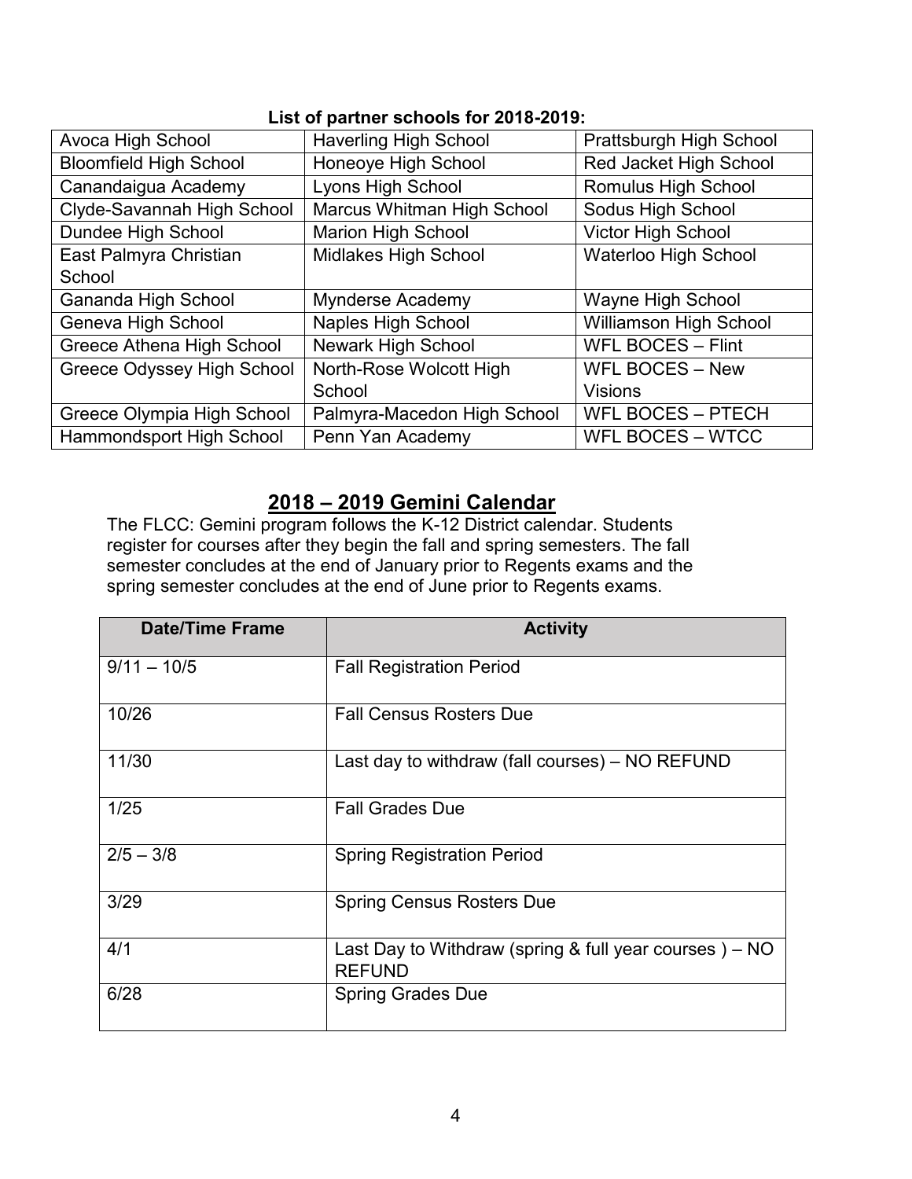**List of partner schools for 2018-2019:**

| | | |
|---|---|---|
| Avoca High School | Haverling High School | Prattsburgh High School |
| Bloomfield High School | Honeoye High School | Red Jacket High School |
| Canandaigua Academy | Lyons High School | Romulus High School |
| Clyde-Savannah High School | Marcus Whitman High School | Sodus High School |
| Dundee High School | Marion High School | Victor High School |
| East Palmyra Christian School | Midlakes High School | Waterloo High School |
| Gananda High School | Mynderse Academy | Wayne High School |
| Geneva High School | Naples High School | Williamson High School |
| Greece Athena High School | Newark High School | WFL BOCES – Flint |
| Greece Odyssey High School | North-Rose Wolcott High School | WFL BOCES – New Visions |
| Greece Olympia High School | Palmyra-Macedon High School | WFL BOCES – PTECH |
| Hammondsport High School | Penn Yan Academy | WFL BOCES – WTCC |

## 2018 – 2019 Gemini Calendar

The FLCC: Gemini program follows the K-12 District calendar. Students register for courses after they begin the fall and spring semesters. The fall semester concludes at the end of January prior to Regents exams and the spring semester concludes at the end of June prior to Regents exams.

| Date/Time Frame | Activity |
|---|---|
| 9/11 – 10/5 | Fall Registration Period |
| 10/26 | Fall Census Rosters Due |
| 11/30 | Last day to withdraw (fall courses) – NO REFUND |
| 1/25 | Fall Grades Due |
| 2/5 – 3/8 | Spring Registration Period |
| 3/29 | Spring Census Rosters Due |
| 4/1 | Last Day to Withdraw (spring & full year courses ) – NO REFUND |
| 6/28 | Spring Grades Due |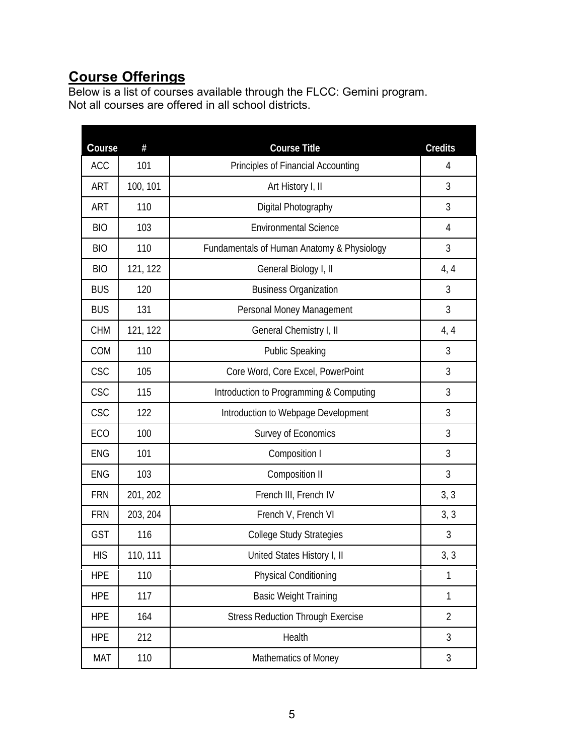## Course Offerings

Below is a list of courses available through the FLCC: Gemini program.
Not all courses are offered in all school districts.

| Course | # | Course Title | Credits |
|---|---|---|---|
| ACC | 101 | Principles of Financial Accounting | 4 |
| ART | 100, 101 | Art History I, II | 3 |
| ART | 110 | Digital Photography | 3 |
| BIO | 103 | Environmental Science | 4 |
| BIO | 110 | Fundamentals of Human Anatomy & Physiology | 3 |
| BIO | 121, 122 | General Biology I, II | 4, 4 |
| BUS | 120 | Business Organization | 3 |
| BUS | 131 | Personal Money Management | 3 |
| CHM | 121, 122 | General Chemistry I, II | 4, 4 |
| COM | 110 | Public Speaking | 3 |
| CSC | 105 | Core Word, Core Excel, PowerPoint | 3 |
| CSC | 115 | Introduction to Programming & Computing | 3 |
| CSC | 122 | Introduction to Webpage Development | 3 |
| ECO | 100 | Survey of Economics | 3 |
| ENG | 101 | Composition I | 3 |
| ENG | 103 | Composition II | 3 |
| FRN | 201, 202 | French III, French IV | 3, 3 |
| FRN | 203, 204 | French V, French VI | 3, 3 |
| GST | 116 | College Study Strategies | 3 |
| HIS | 110, 111 | United States History I, II | 3, 3 |
| HPE | 110 | Physical Conditioning | 1 |
| HPE | 117 | Basic Weight Training | 1 |
| HPE | 164 | Stress Reduction Through Exercise | 2 |
| HPE | 212 | Health | 3 |
| MAT | 110 | Mathematics of Money | 3 |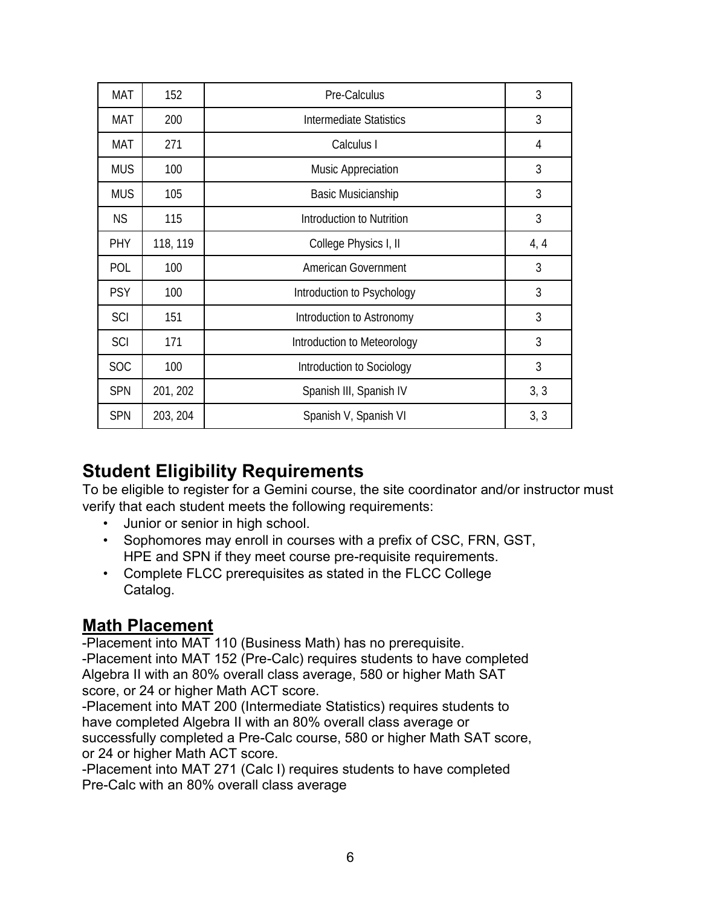| | | | |
|---|---|---|---|
| MAT | 152 | Pre-Calculus | 3 |
| MAT | 200 | Intermediate Statistics | 3 |
| MAT | 271 | Calculus I | 4 |
| MUS | 100 | Music Appreciation | 3 |
| MUS | 105 | Basic Musicianship | 3 |
| NS | 115 | Introduction to Nutrition | 3 |
| PHY | 118, 119 | College Physics I, II | 4, 4 |
| POL | 100 | American Government | 3 |
| PSY | 100 | Introduction to Psychology | 3 |
| SCI | 151 | Introduction to Astronomy | 3 |
| SCI | 171 | Introduction to Meteorology | 3 |
| SOC | 100 | Introduction to Sociology | 3 |
| SPN | 201, 202 | Spanish III, Spanish IV | 3, 3 |
| SPN | 203, 204 | Spanish V, Spanish VI | 3, 3 |

## Student Eligibility Requirements

To be eligible to register for a Gemini course, the site coordinator and/or instructor must verify that each student meets the following requirements:

- Junior or senior in high school.
- Sophomores may enroll in courses with a prefix of CSC, FRN, GST, HPE and SPN if they meet course pre-requisite requirements.
- Complete FLCC prerequisites as stated in the FLCC College Catalog.

## Math Placement

-Placement into MAT 110 (Business Math) has no prerequisite.
-Placement into MAT 152 (Pre-Calc) requires students to have completed Algebra II with an 80% overall class average, 580 or higher Math SAT score, or 24 or higher Math ACT score.
-Placement into MAT 200 (Intermediate Statistics) requires students to have completed Algebra II with an 80% overall class average or successfully completed a Pre-Calc course, 580 or higher Math SAT score, or 24 or higher Math ACT score.
-Placement into MAT 271 (Calc I) requires students to have completed Pre-Calc with an 80% overall class average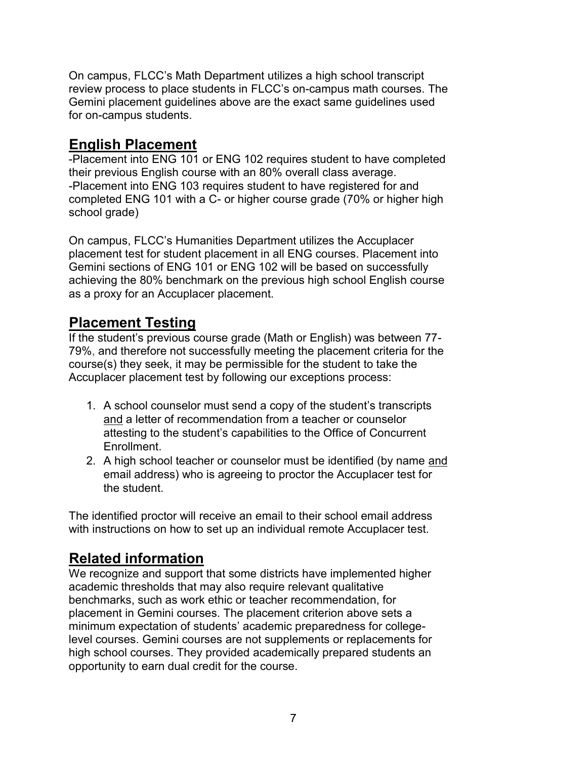On campus, FLCC's Math Department utilizes a high school transcript review process to place students in FLCC's on-campus math courses. The Gemini placement guidelines above are the exact same guidelines used for on-campus students.

## English Placement

-Placement into ENG 101 or ENG 102 requires student to have completed their previous English course with an 80% overall class average.
-Placement into ENG 103 requires student to have registered for and completed ENG 101 with a C- or higher course grade (70% or higher high school grade)

On campus, FLCC's Humanities Department utilizes the Accuplacer placement test for student placement in all ENG courses. Placement into Gemini sections of ENG 101 or ENG 102 will be based on successfully achieving the 80% benchmark on the previous high school English course as a proxy for an Accuplacer placement.

## Placement Testing

If the student's previous course grade (Math or English) was between 77-79%, and therefore not successfully meeting the placement criteria for the course(s) they seek, it may be permissible for the student to take the Accuplacer placement test by following our exceptions process:

1. A school counselor must send a copy of the student's transcripts and a letter of recommendation from a teacher or counselor attesting to the student's capabilities to the Office of Concurrent Enrollment.
2. A high school teacher or counselor must be identified (by name and email address) who is agreeing to proctor the Accuplacer test for the student.

The identified proctor will receive an email to their school email address with instructions on how to set up an individual remote Accuplacer test.

## Related information

We recognize and support that some districts have implemented higher academic thresholds that may also require relevant qualitative benchmarks, such as work ethic or teacher recommendation, for placement in Gemini courses. The placement criterion above sets a minimum expectation of students' academic preparedness for college-level courses. Gemini courses are not supplements or replacements for high school courses. They provided academically prepared students an opportunity to earn dual credit for the course.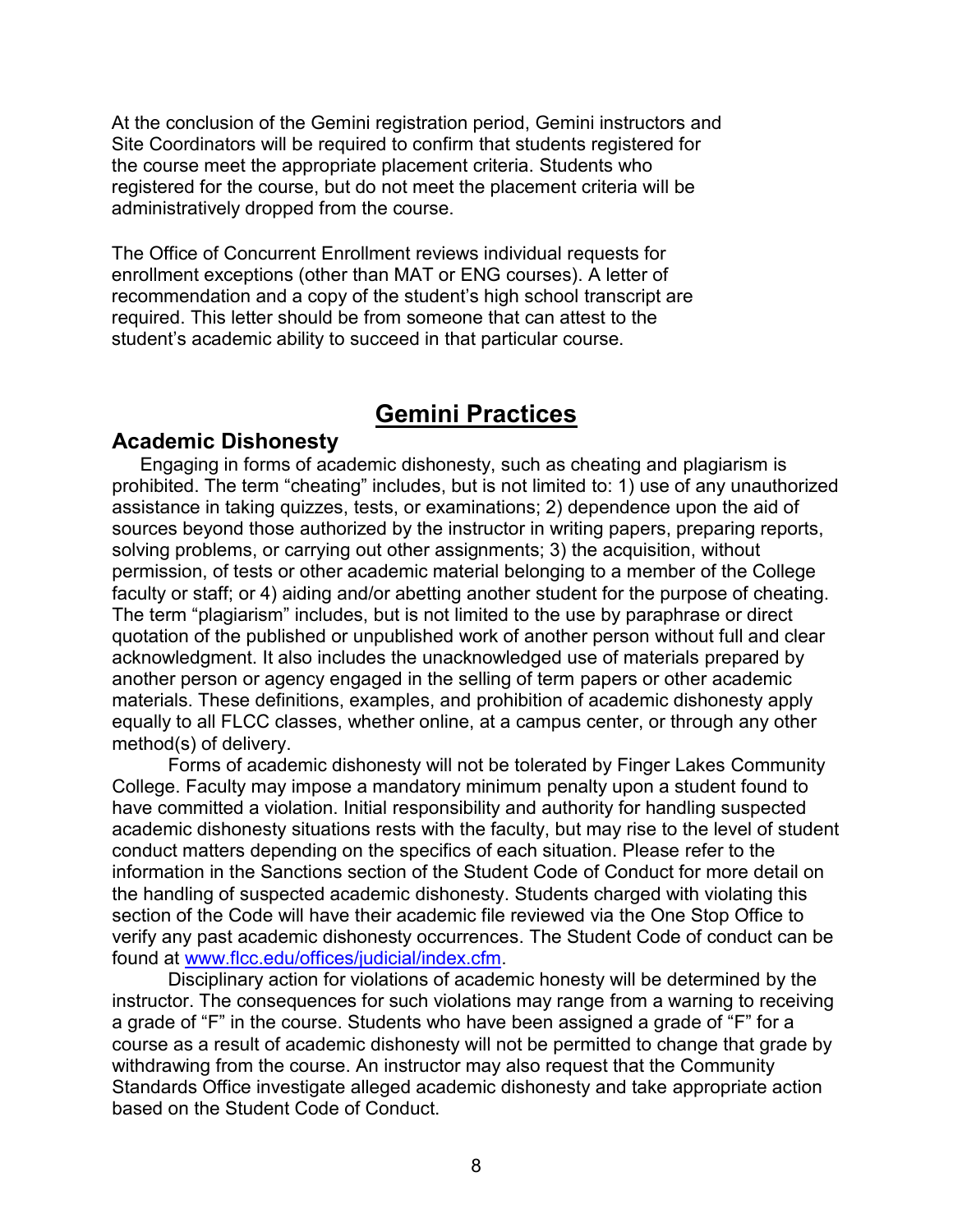At the conclusion of the Gemini registration period, Gemini instructors and Site Coordinators will be required to confirm that students registered for the course meet the appropriate placement criteria. Students who registered for the course, but do not meet the placement criteria will be administratively dropped from the course.

The Office of Concurrent Enrollment reviews individual requests for enrollment exceptions (other than MAT or ENG courses). A letter of recommendation and a copy of the student's high school transcript are required. This letter should be from someone that can attest to the student's academic ability to succeed in that particular course.

## Gemini Practices

### Academic Dishonesty

Engaging in forms of academic dishonesty, such as cheating and plagiarism is prohibited. The term "cheating" includes, but is not limited to: 1) use of any unauthorized assistance in taking quizzes, tests, or examinations; 2) dependence upon the aid of sources beyond those authorized by the instructor in writing papers, preparing reports, solving problems, or carrying out other assignments; 3) the acquisition, without permission, of tests or other academic material belonging to a member of the College faculty or staff; or 4) aiding and/or abetting another student for the purpose of cheating. The term "plagiarism" includes, but is not limited to the use by paraphrase or direct quotation of the published or unpublished work of another person without full and clear acknowledgment. It also includes the unacknowledged use of materials prepared by another person or agency engaged in the selling of term papers or other academic materials. These definitions, examples, and prohibition of academic dishonesty apply equally to all FLCC classes, whether online, at a campus center, or through any other method(s) of delivery.

Forms of academic dishonesty will not be tolerated by Finger Lakes Community College. Faculty may impose a mandatory minimum penalty upon a student found to have committed a violation. Initial responsibility and authority for handling suspected academic dishonesty situations rests with the faculty, but may rise to the level of student conduct matters depending on the specifics of each situation. Please refer to the information in the Sanctions section of the Student Code of Conduct for more detail on the handling of suspected academic dishonesty. Students charged with violating this section of the Code will have their academic file reviewed via the One Stop Office to verify any past academic dishonesty occurrences. The Student Code of conduct can be found at www.flcc.edu/offices/judicial/index.cfm.

Disciplinary action for violations of academic honesty will be determined by the instructor. The consequences for such violations may range from a warning to receiving a grade of "F" in the course. Students who have been assigned a grade of "F" for a course as a result of academic dishonesty will not be permitted to change that grade by withdrawing from the course. An instructor may also request that the Community Standards Office investigate alleged academic dishonesty and take appropriate action based on the Student Code of Conduct.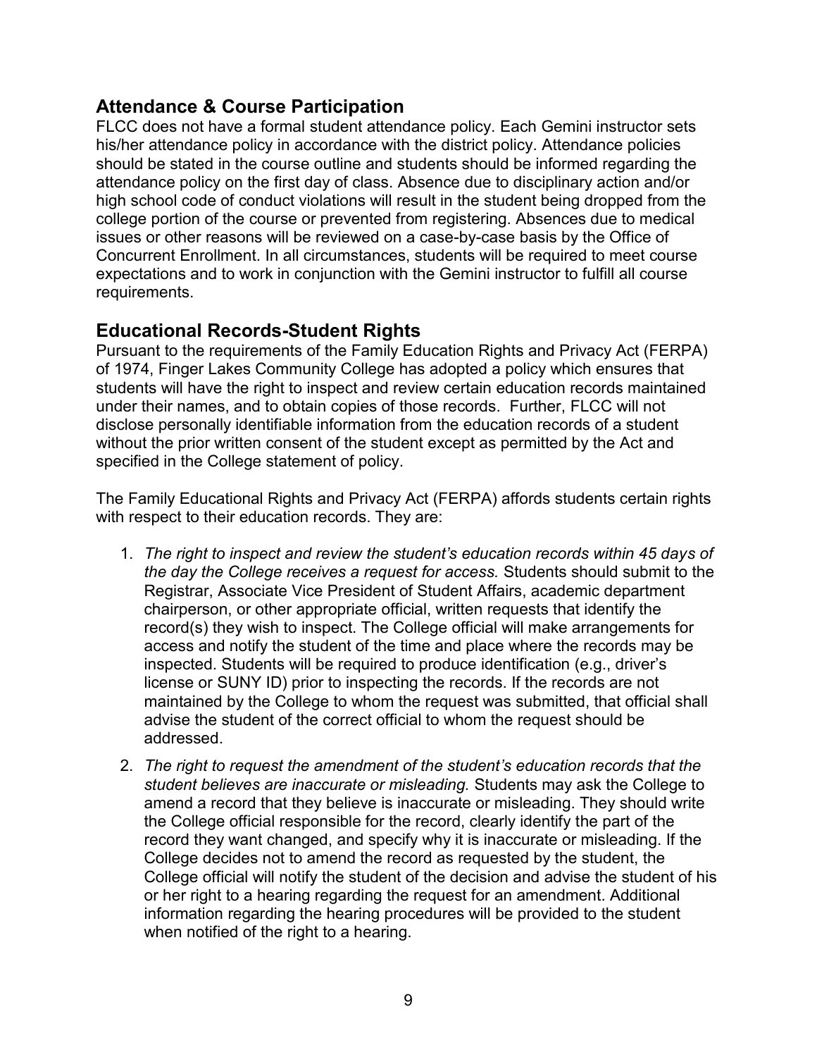## Attendance & Course Participation

FLCC does not have a formal student attendance policy. Each Gemini instructor sets his/her attendance policy in accordance with the district policy. Attendance policies should be stated in the course outline and students should be informed regarding the attendance policy on the first day of class. Absence due to disciplinary action and/or high school code of conduct violations will result in the student being dropped from the college portion of the course or prevented from registering. Absences due to medical issues or other reasons will be reviewed on a case-by-case basis by the Office of Concurrent Enrollment. In all circumstances, students will be required to meet course expectations and to work in conjunction with the Gemini instructor to fulfill all course requirements.

## Educational Records-Student Rights

Pursuant to the requirements of the Family Education Rights and Privacy Act (FERPA) of 1974, Finger Lakes Community College has adopted a policy which ensures that students will have the right to inspect and review certain education records maintained under their names, and to obtain copies of those records. Further, FLCC will not disclose personally identifiable information from the education records of a student without the prior written consent of the student except as permitted by the Act and specified in the College statement of policy.

The Family Educational Rights and Privacy Act (FERPA) affords students certain rights with respect to their education records. They are:

1. *The right to inspect and review the student's education records within 45 days of the day the College receives a request for access.* Students should submit to the Registrar, Associate Vice President of Student Affairs, academic department chairperson, or other appropriate official, written requests that identify the record(s) they wish to inspect. The College official will make arrangements for access and notify the student of the time and place where the records may be inspected. Students will be required to produce identification (e.g., driver's license or SUNY ID) prior to inspecting the records. If the records are not maintained by the College to whom the request was submitted, that official shall advise the student of the correct official to whom the request should be addressed.
2. *The right to request the amendment of the student's education records that the student believes are inaccurate or misleading.* Students may ask the College to amend a record that they believe is inaccurate or misleading. They should write the College official responsible for the record, clearly identify the part of the record they want changed, and specify why it is inaccurate or misleading. If the College decides not to amend the record as requested by the student, the College official will notify the student of the decision and advise the student of his or her right to a hearing regarding the request for an amendment. Additional information regarding the hearing procedures will be provided to the student when notified of the right to a hearing.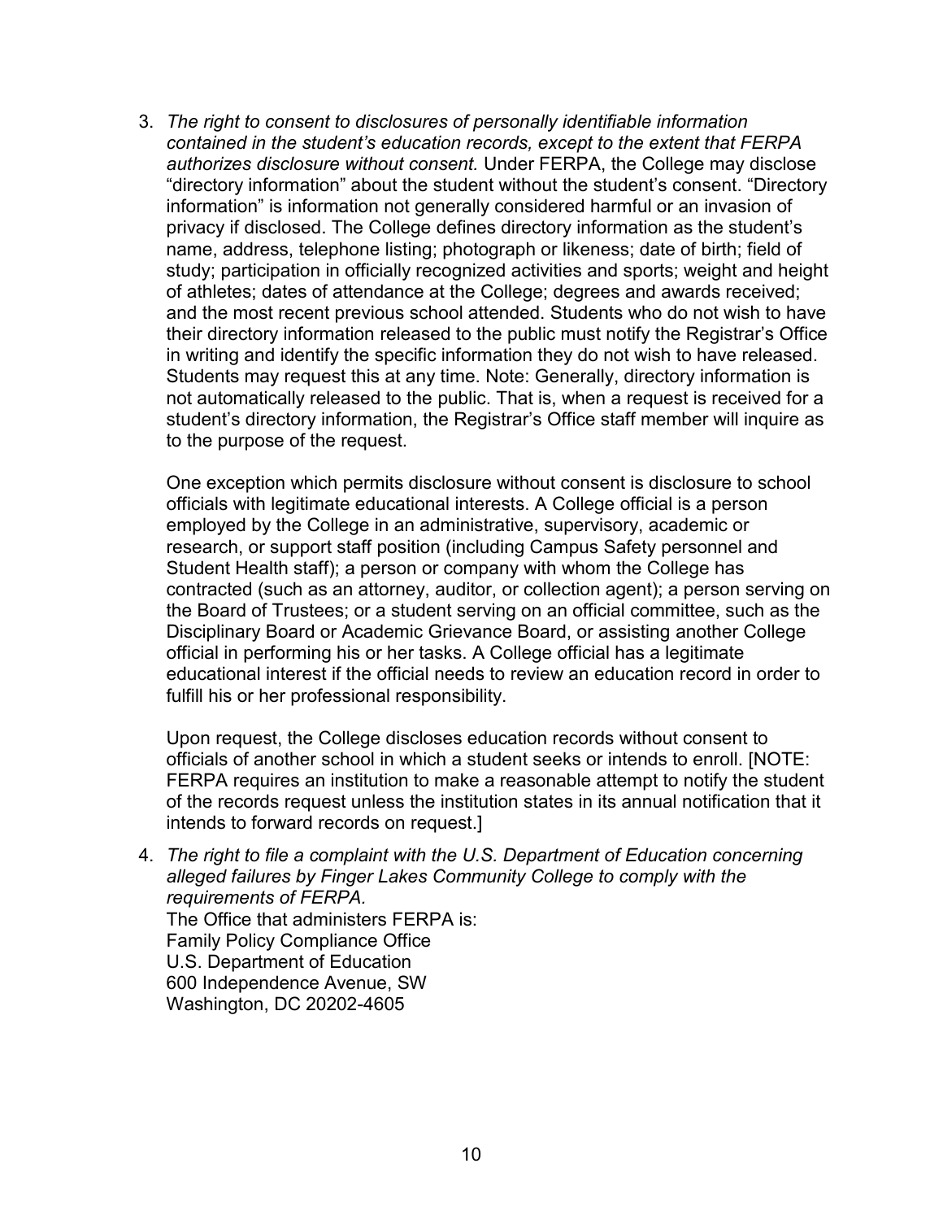3. *The right to consent to disclosures of personally identifiable information contained in the student's education records, except to the extent that FERPA authorizes disclosure without consent.* Under FERPA, the College may disclose "directory information" about the student without the student's consent. "Directory information" is information not generally considered harmful or an invasion of privacy if disclosed. The College defines directory information as the student's name, address, telephone listing; photograph or likeness; date of birth; field of study; participation in officially recognized activities and sports; weight and height of athletes; dates of attendance at the College; degrees and awards received; and the most recent previous school attended. Students who do not wish to have their directory information released to the public must notify the Registrar's Office in writing and identify the specific information they do not wish to have released. Students may request this at any time. Note: Generally, directory information is not automatically released to the public. That is, when a request is received for a student's directory information, the Registrar's Office staff member will inquire as to the purpose of the request.

   One exception which permits disclosure without consent is disclosure to school officials with legitimate educational interests. A College official is a person employed by the College in an administrative, supervisory, academic or research, or support staff position (including Campus Safety personnel and Student Health staff); a person or company with whom the College has contracted (such as an attorney, auditor, or collection agent); a person serving on the Board of Trustees; or a student serving on an official committee, such as the Disciplinary Board or Academic Grievance Board, or assisting another College official in performing his or her tasks. A College official has a legitimate educational interest if the official needs to review an education record in order to fulfill his or her professional responsibility.

   Upon request, the College discloses education records without consent to officials of another school in which a student seeks or intends to enroll. [NOTE: FERPA requires an institution to make a reasonable attempt to notify the student of the records request unless the institution states in its annual notification that it intends to forward records on request.]

4. *The right to file a complaint with the U.S. Department of Education concerning alleged failures by Finger Lakes Community College to comply with the requirements of FERPA.*
   The Office that administers FERPA is:
   Family Policy Compliance Office
   U.S. Department of Education
   600 Independence Avenue, SW
   Washington, DC 20202-4605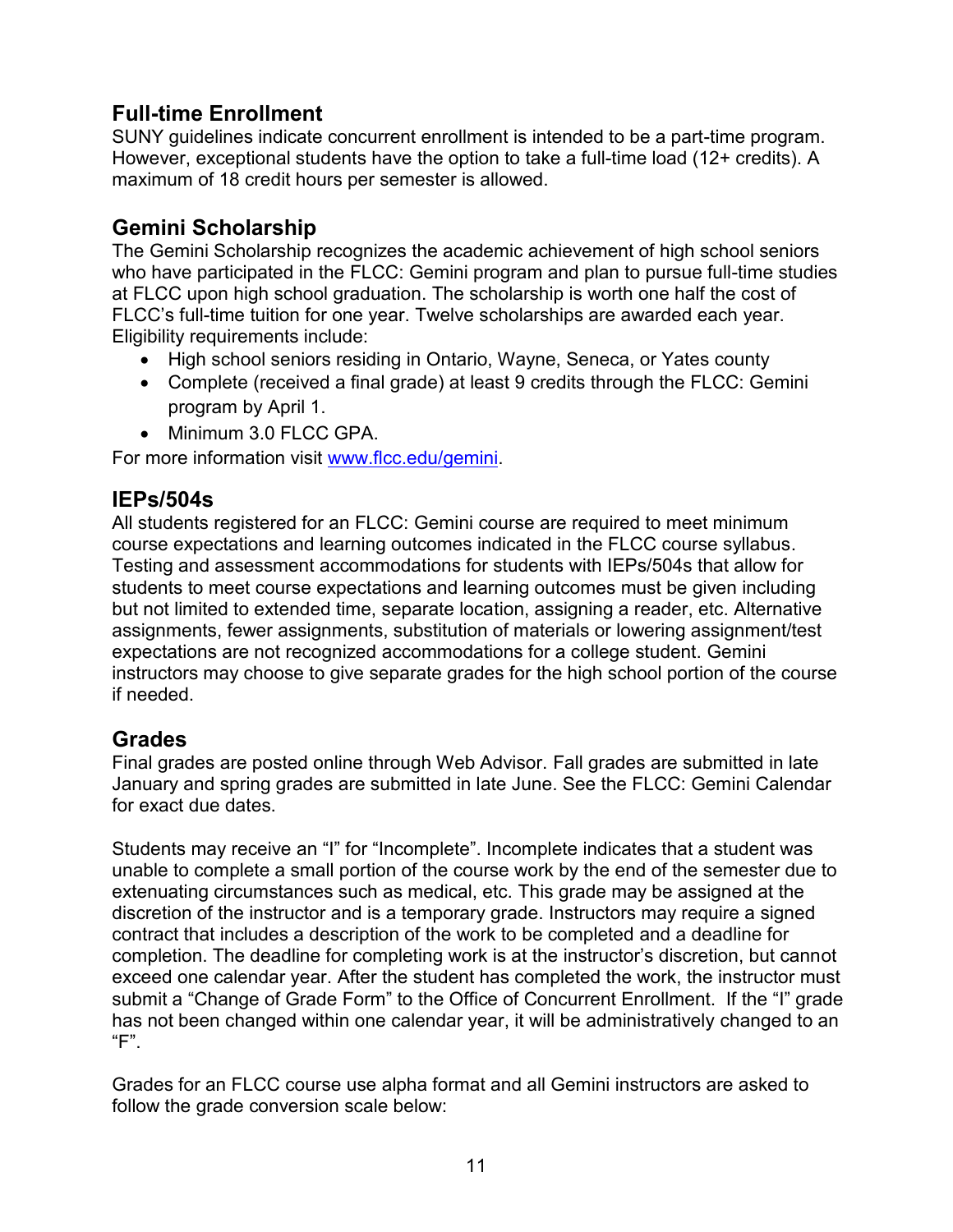## Full-time Enrollment

SUNY guidelines indicate concurrent enrollment is intended to be a part-time program. However, exceptional students have the option to take a full-time load (12+ credits). A maximum of 18 credit hours per semester is allowed.

## Gemini Scholarship

The Gemini Scholarship recognizes the academic achievement of high school seniors who have participated in the FLCC: Gemini program and plan to pursue full-time studies at FLCC upon high school graduation. The scholarship is worth one half the cost of FLCC's full-time tuition for one year. Twelve scholarships are awarded each year. Eligibility requirements include:

- High school seniors residing in Ontario, Wayne, Seneca, or Yates county
- Complete (received a final grade) at least 9 credits through the FLCC: Gemini program by April 1.
- Minimum 3.0 FLCC GPA.

For more information visit [www.flcc.edu/gemini](http://www.flcc.edu/gemini).

## IEPs/504s

All students registered for an FLCC: Gemini course are required to meet minimum course expectations and learning outcomes indicated in the FLCC course syllabus. Testing and assessment accommodations for students with IEPs/504s that allow for students to meet course expectations and learning outcomes must be given including but not limited to extended time, separate location, assigning a reader, etc. Alternative assignments, fewer assignments, substitution of materials or lowering assignment/test expectations are not recognized accommodations for a college student. Gemini instructors may choose to give separate grades for the high school portion of the course if needed.

## Grades

Final grades are posted online through Web Advisor. Fall grades are submitted in late January and spring grades are submitted in late June. See the FLCC: Gemini Calendar for exact due dates.

Students may receive an "I" for "Incomplete". Incomplete indicates that a student was unable to complete a small portion of the course work by the end of the semester due to extenuating circumstances such as medical, etc. This grade may be assigned at the discretion of the instructor and is a temporary grade. Instructors may require a signed contract that includes a description of the work to be completed and a deadline for completion. The deadline for completing work is at the instructor's discretion, but cannot exceed one calendar year. After the student has completed the work, the instructor must submit a "Change of Grade Form" to the Office of Concurrent Enrollment. If the "I" grade has not been changed within one calendar year, it will be administratively changed to an "F".

Grades for an FLCC course use alpha format and all Gemini instructors are asked to follow the grade conversion scale below: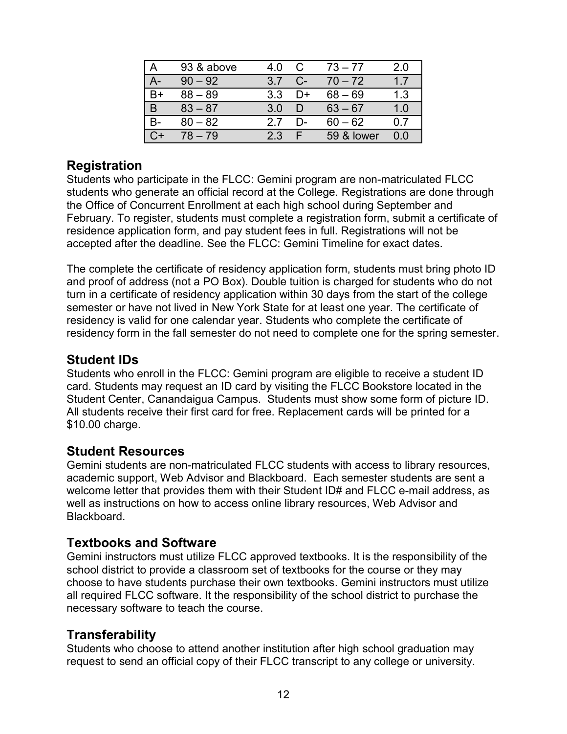| | | | | | |
|---|---|---|---|---|---|
| A | 93 & above | 4.0 | C | 73 – 77 | 2.0 |
| A- | 90 – 92 | 3.7 | C- | 70 – 72 | 1.7 |
| B+ | 88 – 89 | 3.3 | D+ | 68 – 69 | 1.3 |
| B | 83 – 87 | 3.0 | D | 63 – 67 | 1.0 |
| B- | 80 – 82 | 2.7 | D- | 60 – 62 | 0.7 |
| C+ | 78 – 79 | 2.3 | F | 59 & lower | 0.0 |

## Registration

Students who participate in the FLCC: Gemini program are non-matriculated FLCC students who generate an official record at the College. Registrations are done through the Office of Concurrent Enrollment at each high school during September and February. To register, students must complete a registration form, submit a certificate of residence application form, and pay student fees in full. Registrations will not be accepted after the deadline. See the FLCC: Gemini Timeline for exact dates.

The complete the certificate of residency application form, students must bring photo ID and proof of address (not a PO Box). Double tuition is charged for students who do not turn in a certificate of residency application within 30 days from the start of the college semester or have not lived in New York State for at least one year. The certificate of residency is valid for one calendar year. Students who complete the certificate of residency form in the fall semester do not need to complete one for the spring semester.

## Student IDs

Students who enroll in the FLCC: Gemini program are eligible to receive a student ID card. Students may request an ID card by visiting the FLCC Bookstore located in the Student Center, Canandaigua Campus. Students must show some form of picture ID. All students receive their first card for free. Replacement cards will be printed for a $10.00 charge.

## Student Resources

Gemini students are non-matriculated FLCC students with access to library resources, academic support, Web Advisor and Blackboard. Each semester students are sent a welcome letter that provides them with their Student ID# and FLCC e-mail address, as well as instructions on how to access online library resources, Web Advisor and Blackboard.

## Textbooks and Software

Gemini instructors must utilize FLCC approved textbooks. It is the responsibility of the school district to provide a classroom set of textbooks for the course or they may choose to have students purchase their own textbooks. Gemini instructors must utilize all required FLCC software. It the responsibility of the school district to purchase the necessary software to teach the course.

## Transferability

Students who choose to attend another institution after high school graduation may request to send an official copy of their FLCC transcript to any college or university.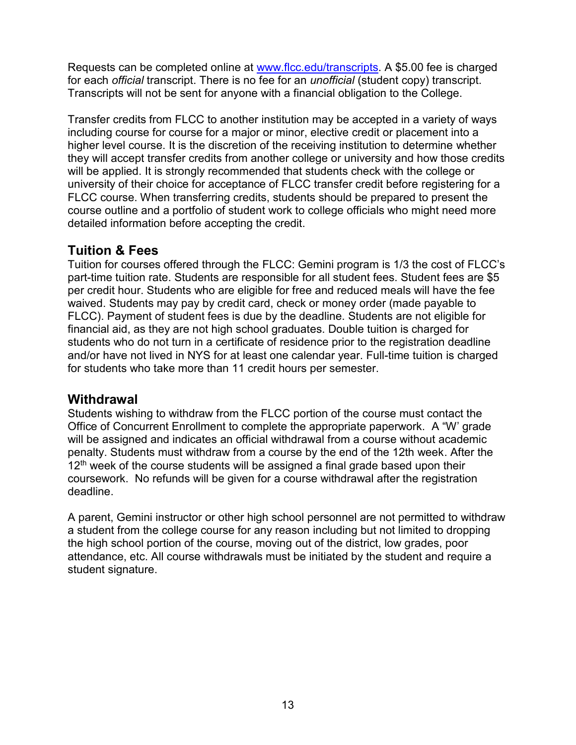Requests can be completed online at [www.flcc.edu/transcripts](www.flcc.edu/transcripts). A $5.00 fee is charged for each *official* transcript. There is no fee for an *unofficial* (student copy) transcript. Transcripts will not be sent for anyone with a financial obligation to the College.

Transfer credits from FLCC to another institution may be accepted in a variety of ways including course for course for a major or minor, elective credit or placement into a higher level course. It is the discretion of the receiving institution to determine whether they will accept transfer credits from another college or university and how those credits will be applied. It is strongly recommended that students check with the college or university of their choice for acceptance of FLCC transfer credit before registering for a FLCC course. When transferring credits, students should be prepared to present the course outline and a portfolio of student work to college officials who might need more detailed information before accepting the credit.

## Tuition & Fees

Tuition for courses offered through the FLCC: Gemini program is 1/3 the cost of FLCC's part-time tuition rate. Students are responsible for all student fees. Student fees are $5 per credit hour. Students who are eligible for free and reduced meals will have the fee waived. Students may pay by credit card, check or money order (made payable to FLCC). Payment of student fees is due by the deadline. Students are not eligible for financial aid, as they are not high school graduates. Double tuition is charged for students who do not turn in a certificate of residence prior to the registration deadline and/or have not lived in NYS for at least one calendar year. Full-time tuition is charged for students who take more than 11 credit hours per semester.

## Withdrawal

Students wishing to withdraw from the FLCC portion of the course must contact the Office of Concurrent Enrollment to complete the appropriate paperwork. A "W' grade will be assigned and indicates an official withdrawal from a course without academic penalty. Students must withdraw from a course by the end of the 12th week. After the 12th week of the course students will be assigned a final grade based upon their coursework. No refunds will be given for a course withdrawal after the registration deadline.

A parent, Gemini instructor or other high school personnel are not permitted to withdraw a student from the college course for any reason including but not limited to dropping the high school portion of the course, moving out of the district, low grades, poor attendance, etc. All course withdrawals must be initiated by the student and require a student signature.